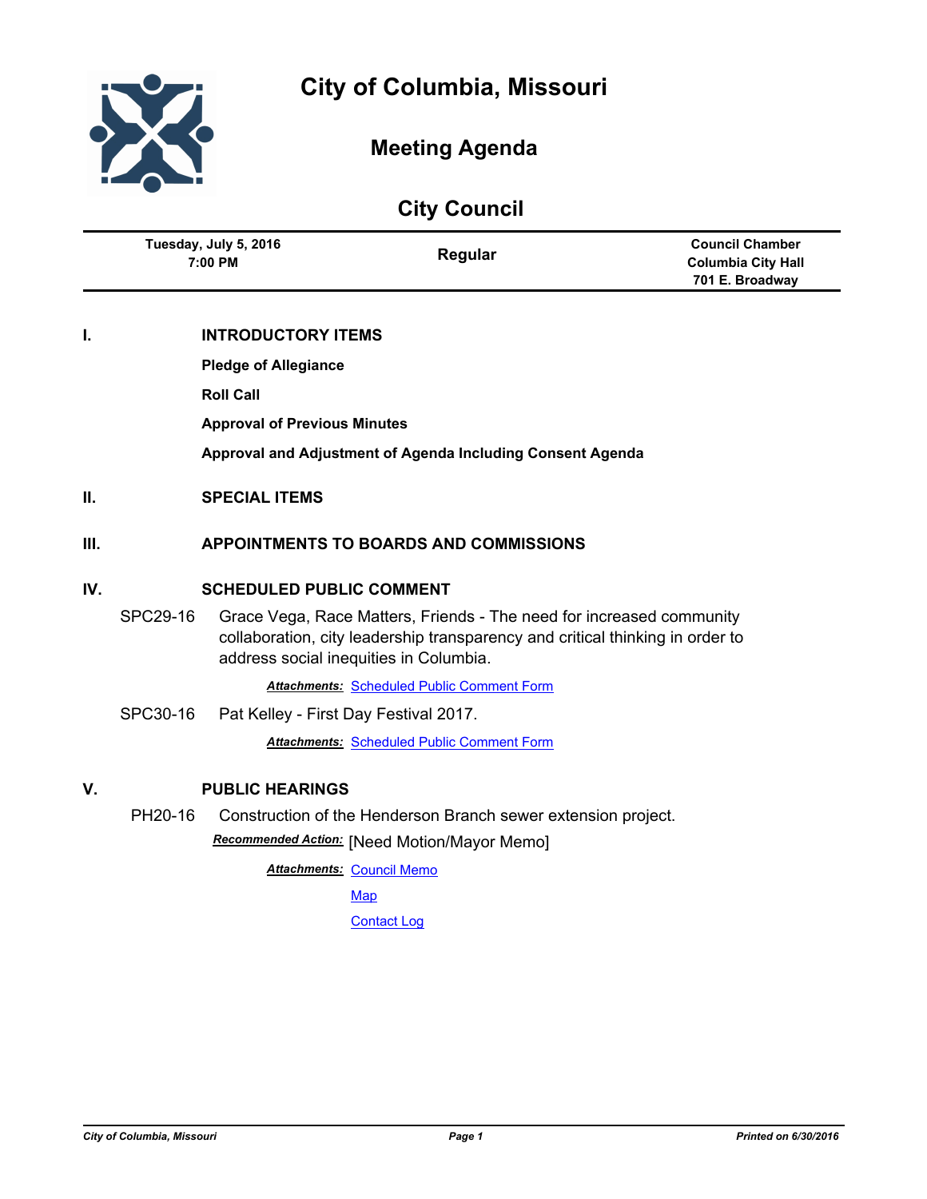# City of Columbia, Missouri

## Meeting Agenda

## City Council

| Tuesday, July 5, 2016<br>7:00 PM | Regular | Council Chamber<br>Columbia City Hall<br>701 E. Broadway |
|---|---|---|

### I. INTRODUCTORY ITEMS

**Pledge of Allegiance**

**Roll Call**

**Approval of Previous Minutes**

**Approval and Adjustment of Agenda Including Consent Agenda**

### II. SPECIAL ITEMS

### III. APPOINTMENTS TO BOARDS AND COMMISSIONS

### IV. SCHEDULED PUBLIC COMMENT

**SPC29-16** Grace Vega, Race Matters, Friends - The need for increased community collaboration, city leadership transparency and critical thinking in order to address social inequities in Columbia.

***Attachments:*** Scheduled Public Comment Form

**SPC30-16** Pat Kelley - First Day Festival 2017.

***Attachments:*** Scheduled Public Comment Form

### V. PUBLIC HEARINGS

**PH20-16** Construction of the Henderson Branch sewer extension project.

***Recommended Action:*** [Need Motion/Mayor Memo]

***Attachments:*** Council Memo

Map

Contact Log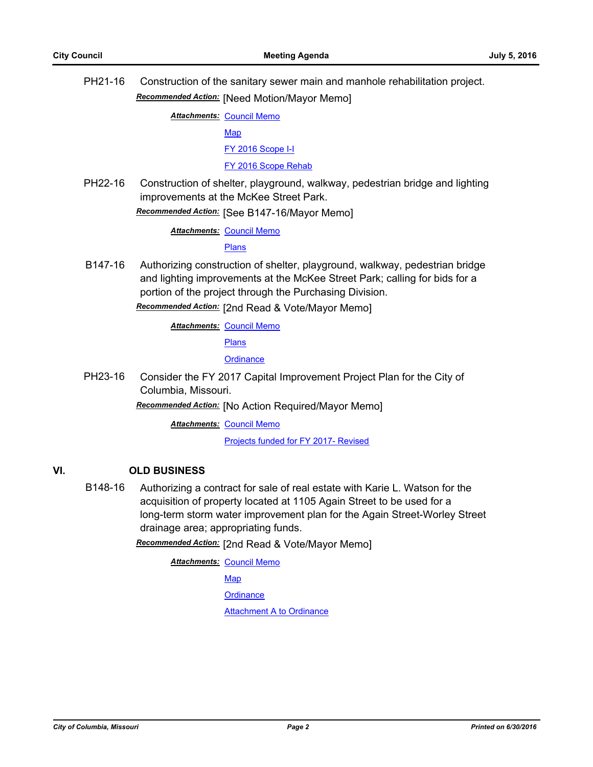**PH21-16** Construction of the sanitary sewer main and manhole rehabilitation project.

***Recommended Action:*** [Need Motion/Mayor Memo]

***Attachments:*** Council Memo
Map
FY 2016 Scope I-I
FY 2016 Scope Rehab

**PH22-16** Construction of shelter, playground, walkway, pedestrian bridge and lighting improvements at the McKee Street Park.

***Recommended Action:*** [See B147-16/Mayor Memo]

***Attachments:*** Council Memo
Plans

**B147-16** Authorizing construction of shelter, playground, walkway, pedestrian bridge and lighting improvements at the McKee Street Park; calling for bids for a portion of the project through the Purchasing Division.

***Recommended Action:*** [2nd Read & Vote/Mayor Memo]

***Attachments:*** Council Memo
Plans
Ordinance

**PH23-16** Consider the FY 2017 Capital Improvement Project Plan for the City of Columbia, Missouri.

***Recommended Action:*** [No Action Required/Mayor Memo]

***Attachments:*** Council Memo
Projects funded for FY 2017- Revised

## VI. OLD BUSINESS

**B148-16** Authorizing a contract for sale of real estate with Karie L. Watson for the acquisition of property located at 1105 Again Street to be used for a long-term storm water improvement plan for the Again Street-Worley Street drainage area; appropriating funds.

***Recommended Action:*** [2nd Read & Vote/Mayor Memo]

***Attachments:*** Council Memo
Map
Ordinance
Attachment A to Ordinance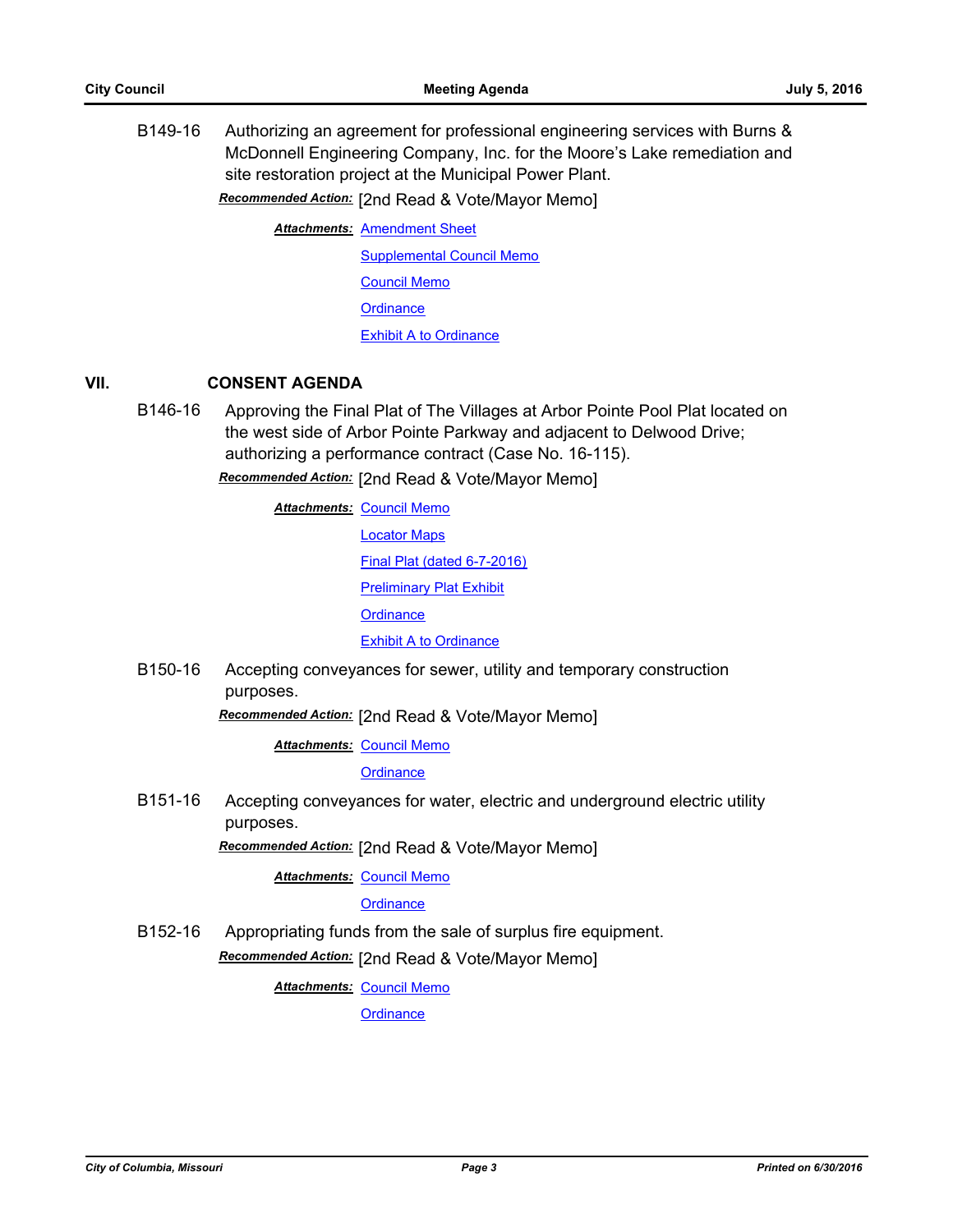B149-16 Authorizing an agreement for professional engineering services with Burns & McDonnell Engineering Company, Inc. for the Moore's Lake remediation and site restoration project at the Municipal Power Plant.

***Recommended Action:*** [2nd Read & Vote/Mayor Memo]

***Attachments:*** Amendment Sheet
Supplemental Council Memo
Council Memo
Ordinance
Exhibit A to Ordinance

## VII. CONSENT AGENDA

B146-16 Approving the Final Plat of The Villages at Arbor Pointe Pool Plat located on the west side of Arbor Pointe Parkway and adjacent to Delwood Drive; authorizing a performance contract (Case No. 16-115).

***Recommended Action:*** [2nd Read & Vote/Mayor Memo]

***Attachments:*** Council Memo
Locator Maps
Final Plat (dated 6-7-2016)
Preliminary Plat Exhibit
Ordinance
Exhibit A to Ordinance

B150-16 Accepting conveyances for sewer, utility and temporary construction purposes.

***Recommended Action:*** [2nd Read & Vote/Mayor Memo]

***Attachments:*** Council Memo
Ordinance

B151-16 Accepting conveyances for water, electric and underground electric utility purposes.

***Recommended Action:*** [2nd Read & Vote/Mayor Memo]

***Attachments:*** Council Memo
Ordinance

B152-16 Appropriating funds from the sale of surplus fire equipment.

***Recommended Action:*** [2nd Read & Vote/Mayor Memo]

***Attachments:*** Council Memo
Ordinance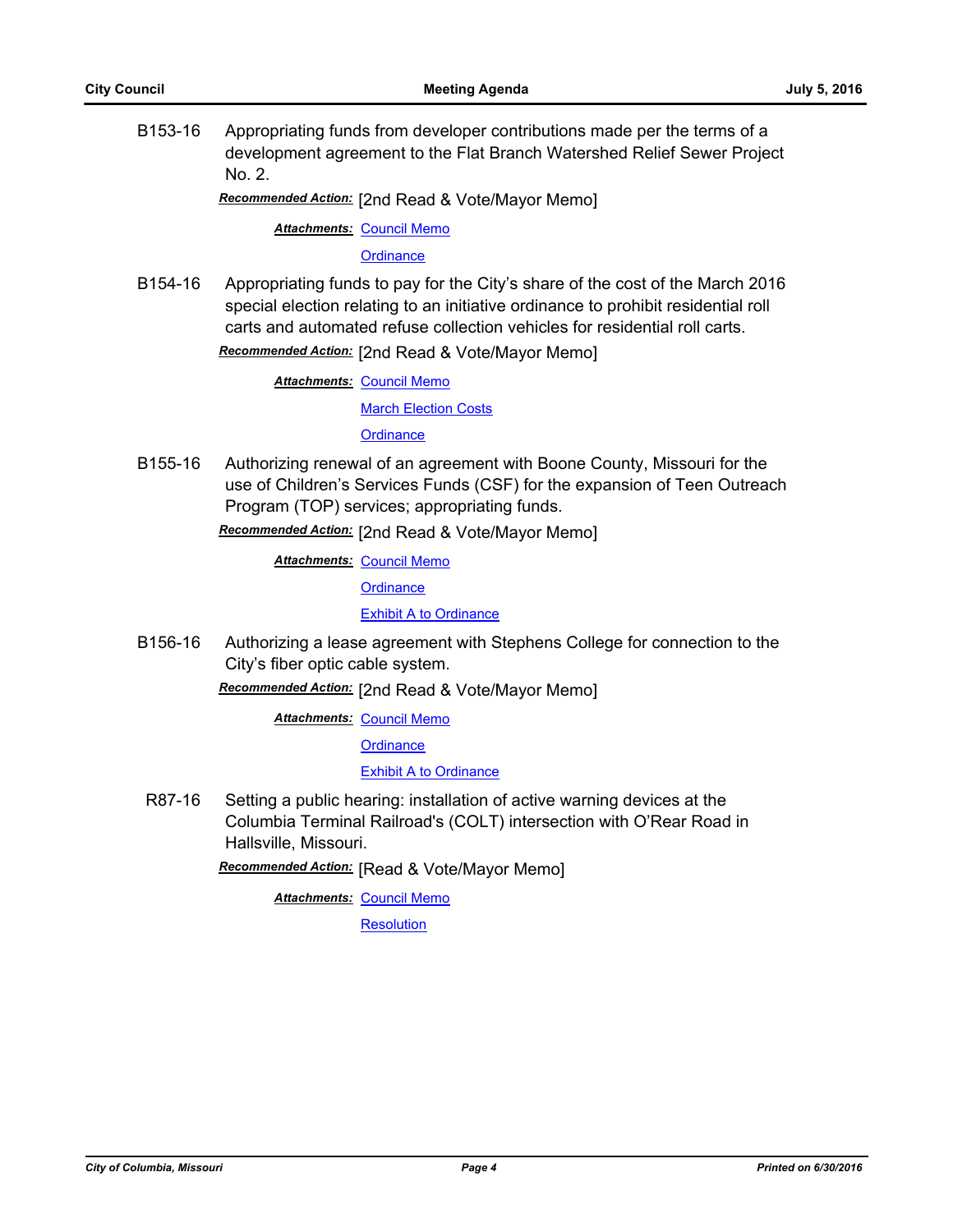B153-16 Appropriating funds from developer contributions made per the terms of a development agreement to the Flat Branch Watershed Relief Sewer Project No. 2.

***Recommended Action:*** [2nd Read & Vote/Mayor Memo]

***Attachments:*** Council Memo
Ordinance

B154-16 Appropriating funds to pay for the City's share of the cost of the March 2016 special election relating to an initiative ordinance to prohibit residential roll carts and automated refuse collection vehicles for residential roll carts.

***Recommended Action:*** [2nd Read & Vote/Mayor Memo]

***Attachments:*** Council Memo
March Election Costs
Ordinance

B155-16 Authorizing renewal of an agreement with Boone County, Missouri for the use of Children's Services Funds (CSF) for the expansion of Teen Outreach Program (TOP) services; appropriating funds.

***Recommended Action:*** [2nd Read & Vote/Mayor Memo]

***Attachments:*** Council Memo
Ordinance
Exhibit A to Ordinance

B156-16 Authorizing a lease agreement with Stephens College for connection to the City's fiber optic cable system.

***Recommended Action:*** [2nd Read & Vote/Mayor Memo]

***Attachments:*** Council Memo
Ordinance
Exhibit A to Ordinance

R87-16 Setting a public hearing: installation of active warning devices at the Columbia Terminal Railroad's (COLT) intersection with O'Rear Road in Hallsville, Missouri.

***Recommended Action:*** [Read & Vote/Mayor Memo]

***Attachments:*** Council Memo
Resolution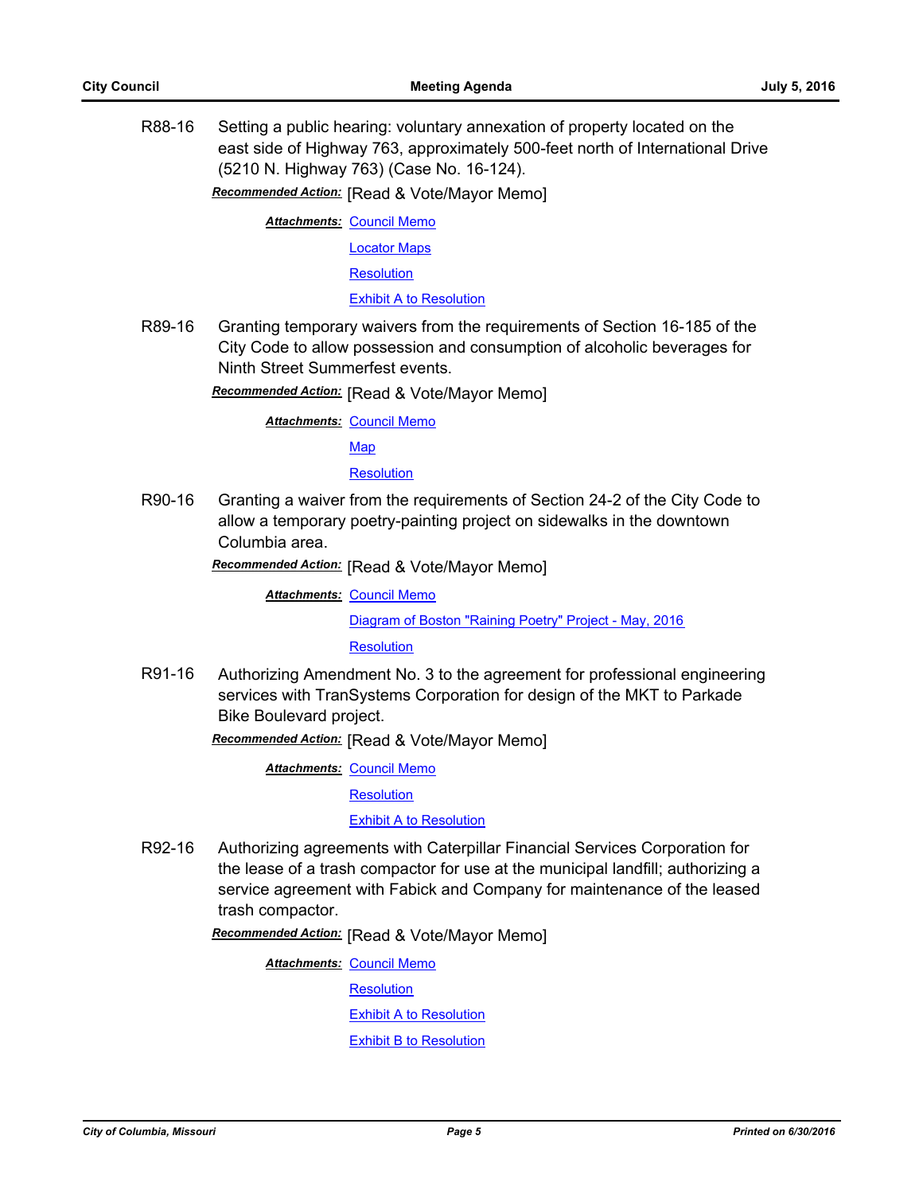**R88-16** Setting a public hearing: voluntary annexation of property located on the east side of Highway 763, approximately 500-feet north of International Drive (5210 N. Highway 763) (Case No. 16-124).

***Recommended Action:*** [Read & Vote/Mayor Memo]

***Attachments:*** Council Memo
Locator Maps
Resolution
Exhibit A to Resolution

**R89-16** Granting temporary waivers from the requirements of Section 16-185 of the City Code to allow possession and consumption of alcoholic beverages for Ninth Street Summerfest events.

***Recommended Action:*** [Read & Vote/Mayor Memo]

***Attachments:*** Council Memo
Map
Resolution

**R90-16** Granting a waiver from the requirements of Section 24-2 of the City Code to allow a temporary poetry-painting project on sidewalks in the downtown Columbia area.

***Recommended Action:*** [Read & Vote/Mayor Memo]

***Attachments:*** Council Memo
Diagram of Boston "Raining Poetry" Project - May, 2016
Resolution

**R91-16** Authorizing Amendment No. 3 to the agreement for professional engineering services with TranSystems Corporation for design of the MKT to Parkade Bike Boulevard project.

***Recommended Action:*** [Read & Vote/Mayor Memo]

***Attachments:*** Council Memo
Resolution
Exhibit A to Resolution

**R92-16** Authorizing agreements with Caterpillar Financial Services Corporation for the lease of a trash compactor for use at the municipal landfill; authorizing a service agreement with Fabick and Company for maintenance of the leased trash compactor.

***Recommended Action:*** [Read & Vote/Mayor Memo]

***Attachments:*** Council Memo
Resolution
Exhibit A to Resolution
Exhibit B to Resolution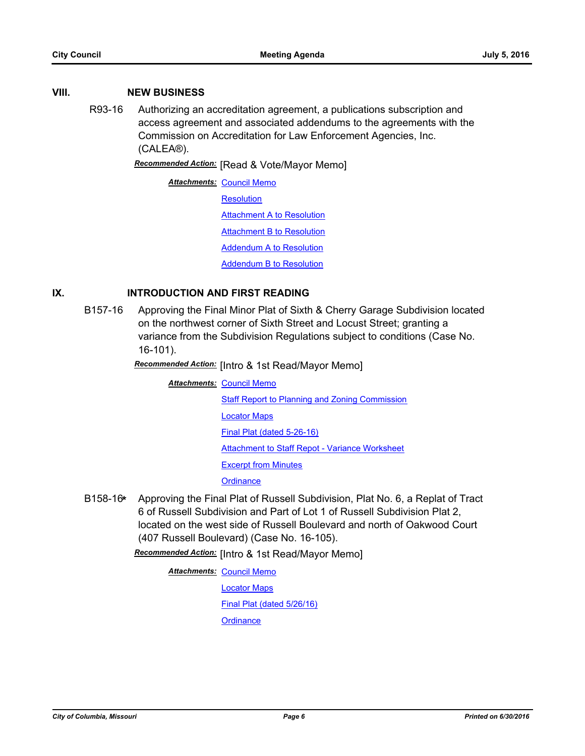## VIII. NEW BUSINESS

**R93-16** Authorizing an accreditation agreement, a publications subscription and access agreement and associated addendums to the agreements with the Commission on Accreditation for Law Enforcement Agencies, Inc. (CALEA®).

***Recommended Action:*** [Read & Vote/Mayor Memo]

***Attachments:*** Council Memo
Resolution
Attachment A to Resolution
Attachment B to Resolution
Addendum A to Resolution
Addendum B to Resolution

## IX. INTRODUCTION AND FIRST READING

**B157-16** Approving the Final Minor Plat of Sixth & Cherry Garage Subdivision located on the northwest corner of Sixth Street and Locust Street; granting a variance from the Subdivision Regulations subject to conditions (Case No. 16-101).

***Recommended Action:*** [Intro & 1st Read/Mayor Memo]

***Attachments:*** Council Memo
Staff Report to Planning and Zoning Commission
Locator Maps
Final Plat (dated 5-26-16)
Attachment to Staff Repot - Variance Worksheet
Excerpt from Minutes
Ordinance

**B158-16*** Approving the Final Plat of Russell Subdivision, Plat No. 6, a Replat of Tract 6 of Russell Subdivision and Part of Lot 1 of Russell Subdivision Plat 2, located on the west side of Russell Boulevard and north of Oakwood Court (407 Russell Boulevard) (Case No. 16-105).

***Recommended Action:*** [Intro & 1st Read/Mayor Memo]

***Attachments:*** Council Memo
Locator Maps
Final Plat (dated 5/26/16)
Ordinance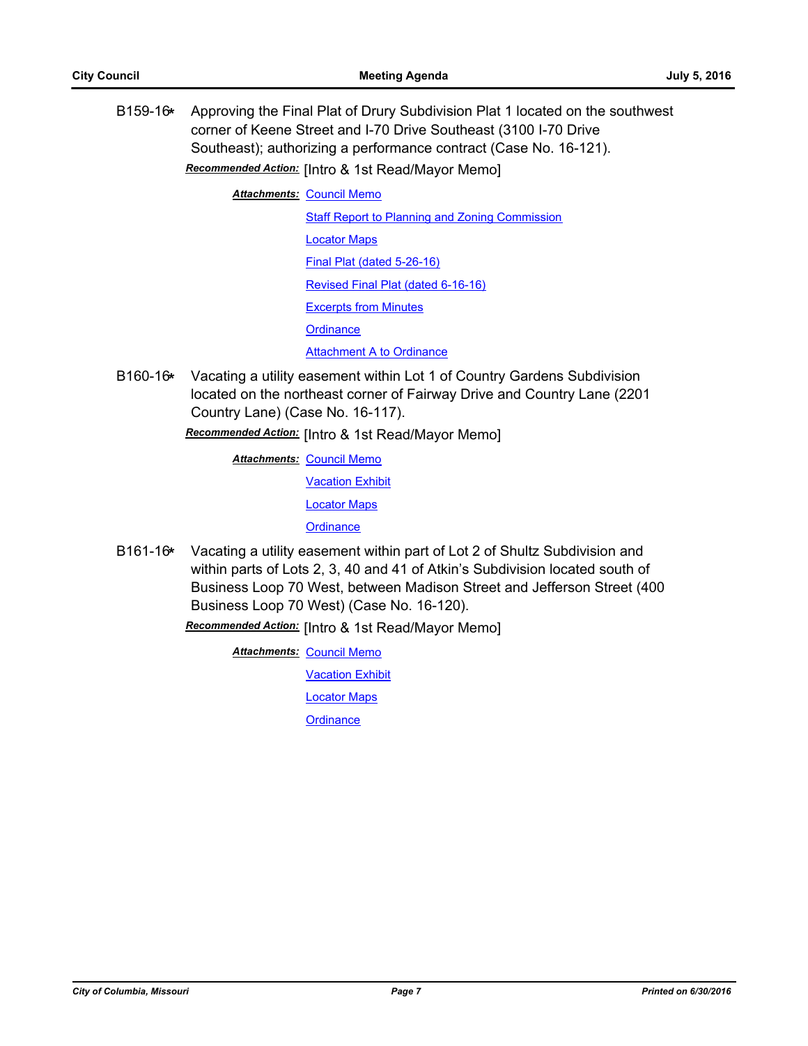B159-16* Approving the Final Plat of Drury Subdivision Plat 1 located on the southwest corner of Keene Street and I-70 Drive Southeast (3100 I-70 Drive Southeast); authorizing a performance contract (Case No. 16-121).

***Recommended Action:*** [Intro & 1st Read/Mayor Memo]

***Attachments:*** Council Memo

Staff Report to Planning and Zoning Commission

Locator Maps

Final Plat (dated 5-26-16)

Revised Final Plat (dated 6-16-16)

Excerpts from Minutes

Ordinance

Attachment A to Ordinance

B160-16* Vacating a utility easement within Lot 1 of Country Gardens Subdivision located on the northeast corner of Fairway Drive and Country Lane (2201 Country Lane) (Case No. 16-117).

***Recommended Action:*** [Intro & 1st Read/Mayor Memo]

***Attachments:*** Council Memo

Vacation Exhibit

Locator Maps

Ordinance

B161-16* Vacating a utility easement within part of Lot 2 of Shultz Subdivision and within parts of Lots 2, 3, 40 and 41 of Atkin's Subdivision located south of Business Loop 70 West, between Madison Street and Jefferson Street (400 Business Loop 70 West) (Case No. 16-120).

***Recommended Action:*** [Intro & 1st Read/Mayor Memo]

***Attachments:*** Council Memo

Vacation Exhibit

Locator Maps

Ordinance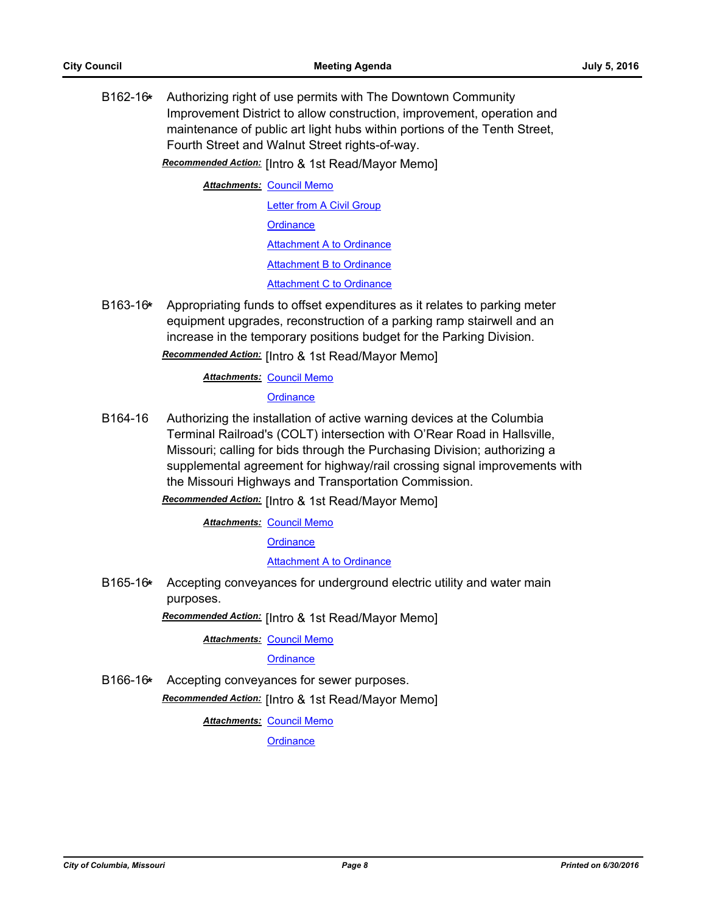**B162-16*** Authorizing right of use permits with The Downtown Community Improvement District to allow construction, improvement, operation and maintenance of public art light hubs within portions of the Tenth Street, Fourth Street and Walnut Street rights-of-way.

***Recommended Action:*** [Intro & 1st Read/Mayor Memo]

***Attachments:*** Council Memo
Letter from A Civil Group
Ordinance
Attachment A to Ordinance
Attachment B to Ordinance
Attachment C to Ordinance

**B163-16*** Appropriating funds to offset expenditures as it relates to parking meter equipment upgrades, reconstruction of a parking ramp stairwell and an increase in the temporary positions budget for the Parking Division.

***Recommended Action:*** [Intro & 1st Read/Mayor Memo]

***Attachments:*** Council Memo
Ordinance

**B164-16** Authorizing the installation of active warning devices at the Columbia Terminal Railroad's (COLT) intersection with O'Rear Road in Hallsville, Missouri; calling for bids through the Purchasing Division; authorizing a supplemental agreement for highway/rail crossing signal improvements with the Missouri Highways and Transportation Commission.

***Recommended Action:*** [Intro & 1st Read/Mayor Memo]

***Attachments:*** Council Memo
Ordinance
Attachment A to Ordinance

**B165-16*** Accepting conveyances for underground electric utility and water main purposes.

***Recommended Action:*** [Intro & 1st Read/Mayor Memo]

***Attachments:*** Council Memo
Ordinance

**B166-16*** Accepting conveyances for sewer purposes.

***Recommended Action:*** [Intro & 1st Read/Mayor Memo]

***Attachments:*** Council Memo
Ordinance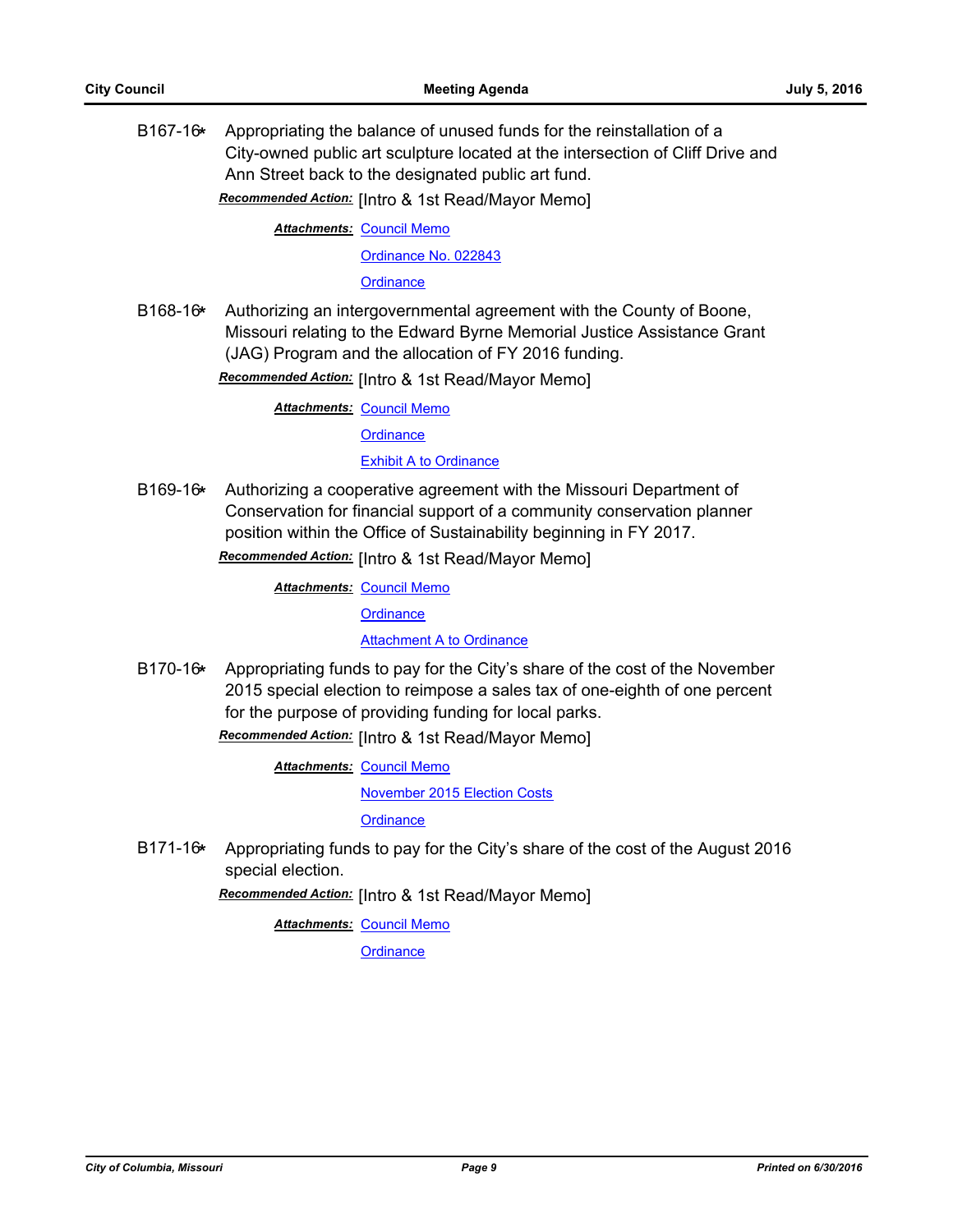B167-16* Appropriating the balance of unused funds for the reinstallation of a City-owned public art sculpture located at the intersection of Cliff Drive and Ann Street back to the designated public art fund.

***Recommended Action:*** [Intro & 1st Read/Mayor Memo]

***Attachments:*** Council Memo
Ordinance No. 022843
Ordinance

B168-16* Authorizing an intergovernmental agreement with the County of Boone, Missouri relating to the Edward Byrne Memorial Justice Assistance Grant (JAG) Program and the allocation of FY 2016 funding.

***Recommended Action:*** [Intro & 1st Read/Mayor Memo]

***Attachments:*** Council Memo
Ordinance
Exhibit A to Ordinance

B169-16* Authorizing a cooperative agreement with the Missouri Department of Conservation for financial support of a community conservation planner position within the Office of Sustainability beginning in FY 2017.

***Recommended Action:*** [Intro & 1st Read/Mayor Memo]

***Attachments:*** Council Memo
Ordinance
Attachment A to Ordinance

B170-16* Appropriating funds to pay for the City's share of the cost of the November 2015 special election to reimpose a sales tax of one-eighth of one percent for the purpose of providing funding for local parks.

***Recommended Action:*** [Intro & 1st Read/Mayor Memo]

***Attachments:*** Council Memo
November 2015 Election Costs
Ordinance

B171-16* Appropriating funds to pay for the City's share of the cost of the August 2016 special election.

***Recommended Action:*** [Intro & 1st Read/Mayor Memo]

***Attachments:*** Council Memo
Ordinance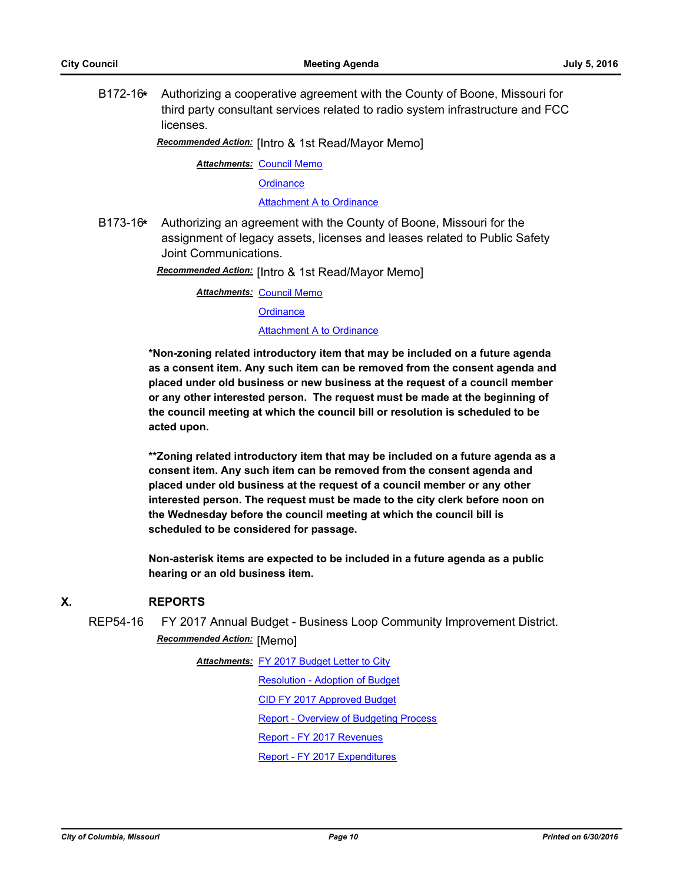B172-16* Authorizing a cooperative agreement with the County of Boone, Missouri for third party consultant services related to radio system infrastructure and FCC licenses.

***Recommended Action:*** [Intro & 1st Read/Mayor Memo]

***Attachments:*** Council Memo
Ordinance
Attachment A to Ordinance

B173-16* Authorizing an agreement with the County of Boone, Missouri for the assignment of legacy assets, licenses and leases related to Public Safety Joint Communications.

***Recommended Action:*** [Intro & 1st Read/Mayor Memo]

***Attachments:*** Council Memo
Ordinance
Attachment A to Ordinance

**\*Non-zoning related introductory item that may be included on a future agenda as a consent item. Any such item can be removed from the consent agenda and placed under old business or new business at the request of a council member or any other interested person. The request must be made at the beginning of the council meeting at which the council bill or resolution is scheduled to be acted upon.**

**\*\*Zoning related introductory item that may be included on a future agenda as a consent item. Any such item can be removed from the consent agenda and placed under old business at the request of a council member or any other interested person. The request must be made to the city clerk before noon on the Wednesday before the council meeting at which the council bill is scheduled to be considered for passage.**

**Non-asterisk items are expected to be included in a future agenda as a public hearing or an old business item.**

## X. REPORTS

REP54-16 FY 2017 Annual Budget - Business Loop Community Improvement District.

***Recommended Action:*** [Memo]

***Attachments:*** FY 2017 Budget Letter to City
Resolution - Adoption of Budget
CID FY 2017 Approved Budget
Report - Overview of Budgeting Process
Report - FY 2017 Revenues
Report - FY 2017 Expenditures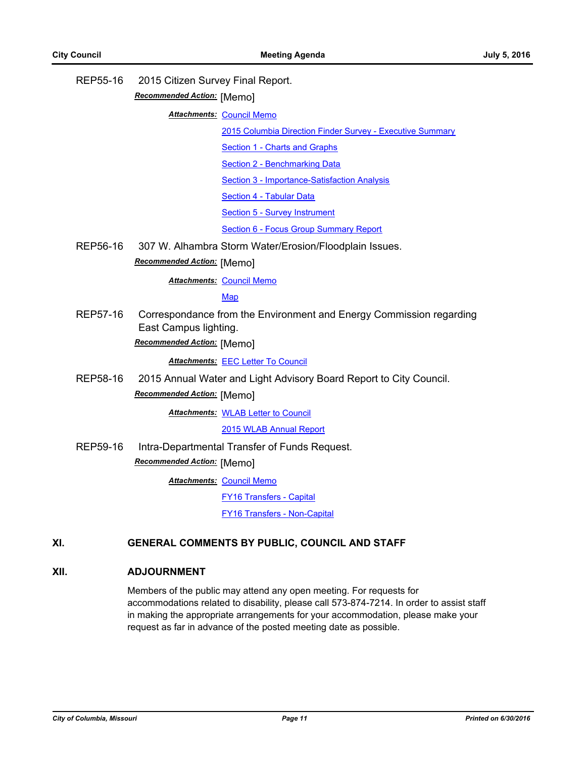REP55-16 2015 Citizen Survey Final Report.

***Recommended Action:*** [Memo]

***Attachments:*** Council Memo

2015 Columbia Direction Finder Survey - Executive Summary

Section 1 - Charts and Graphs

Section 2 - Benchmarking Data

Section 3 - Importance-Satisfaction Analysis

Section 4 - Tabular Data

Section 5 - Survey Instrument

Section 6 - Focus Group Summary Report

REP56-16 307 W. Alhambra Storm Water/Erosion/Floodplain Issues.

***Recommended Action:*** [Memo]

***Attachments:*** Council Memo

Map

REP57-16 Correspondance from the Environment and Energy Commission regarding East Campus lighting.

***Recommended Action:*** [Memo]

***Attachments:*** EEC Letter To Council

REP58-16 2015 Annual Water and Light Advisory Board Report to City Council.

***Recommended Action:*** [Memo]

***Attachments:*** WLAB Letter to Council

2015 WLAB Annual Report

REP59-16 Intra-Departmental Transfer of Funds Request.

***Recommended Action:*** [Memo]

***Attachments:*** Council Memo

FY16 Transfers - Capital

FY16 Transfers - Non-Capital

## XI. GENERAL COMMENTS BY PUBLIC, COUNCIL AND STAFF

## XII. ADJOURNMENT

Members of the public may attend any open meeting. For requests for accommodations related to disability, please call 573-874-7214. In order to assist staff in making the appropriate arrangements for your accommodation, please make your request as far in advance of the posted meeting date as possible.